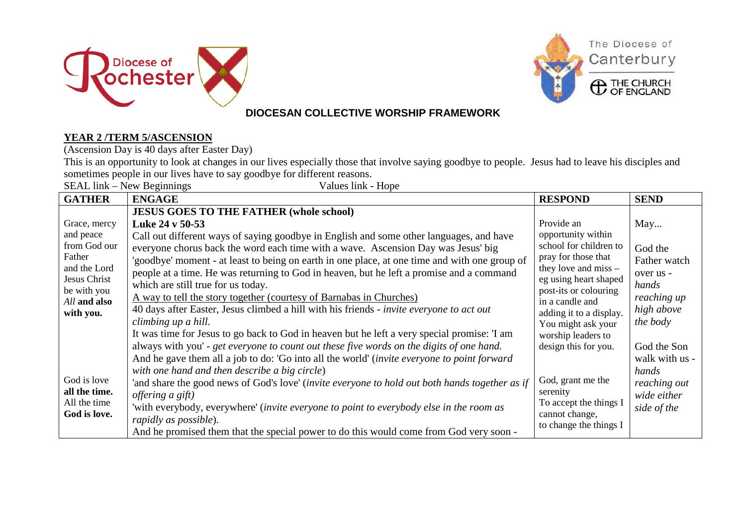Diocese of Rochester

The Diocese of Canterbury

THE CHURCH OF ENGLAND

## DIOCESAN COLLECTIVE WORSHIP FRAMEWORK

### YEAR 2 /TERM 5/ASCENSION

(Ascension Day is 40 days after Easter Day)

This is an opportunity to look at changes in our lives especially those that involve saying goodbye to people. Jesus had to leave his disciples and sometimes people in our lives have to say goodbye for different reasons.

SEAL link – New Beginnings Values link - Hope

| GATHER | ENGAGE | RESPOND | SEND |
|---|---|---|---|
| Grace, mercy and peace from God our Father and the Lord Jesus Christ be with you<br>*All* **and also with you.**<br><br>God is love **all the time.**<br>All the time **God is love.** | **JESUS GOES TO THE FATHER (whole school)**<br>**Luke 24 v 50-53**<br>Call out different ways of saying goodbye in English and some other languages, and have everyone chorus back the word each time with a wave. Ascension Day was Jesus' big 'goodbye' moment - at least to being on earth in one place, at one time and with one group of people at a time. He was returning to God in heaven, but he left a promise and a command which are still true for us today.<br>A way to tell the story together (courtesy of Barnabas in Churches)<br>40 days after Easter, Jesus climbed a hill with his friends - *invite everyone to act out climbing up a hill.*<br>It was time for Jesus to go back to God in heaven but he left a very special promise: 'I am always with you' - *get everyone to count out these five words on the digits of one hand.*<br>And he gave them all a job to do: 'Go into all the world' (*invite everyone to point forward with one hand and then describe a big circle*)<br>'and share the good news of God's love' (*invite everyone to hold out both hands together as if offering a gift)*<br>'with everybody, everywhere' (*invite everyone to point to everybody else in the room as rapidly as possible*).<br>And he promised them that the special power to do this would come from God very soon - | Provide an opportunity within school for children to pray for those that they love and miss – eg using heart shaped post-its or colouring in a candle and adding it to a display. You might ask your worship leaders to design this for you.<br><br>God, grant me the serenity<br>To accept the things I cannot change,<br>to change the things I | May...<br><br>God the Father watch over us - *hands reaching up high above the body*<br><br>God the Son walk with us - *hands reaching out wide either side of the* |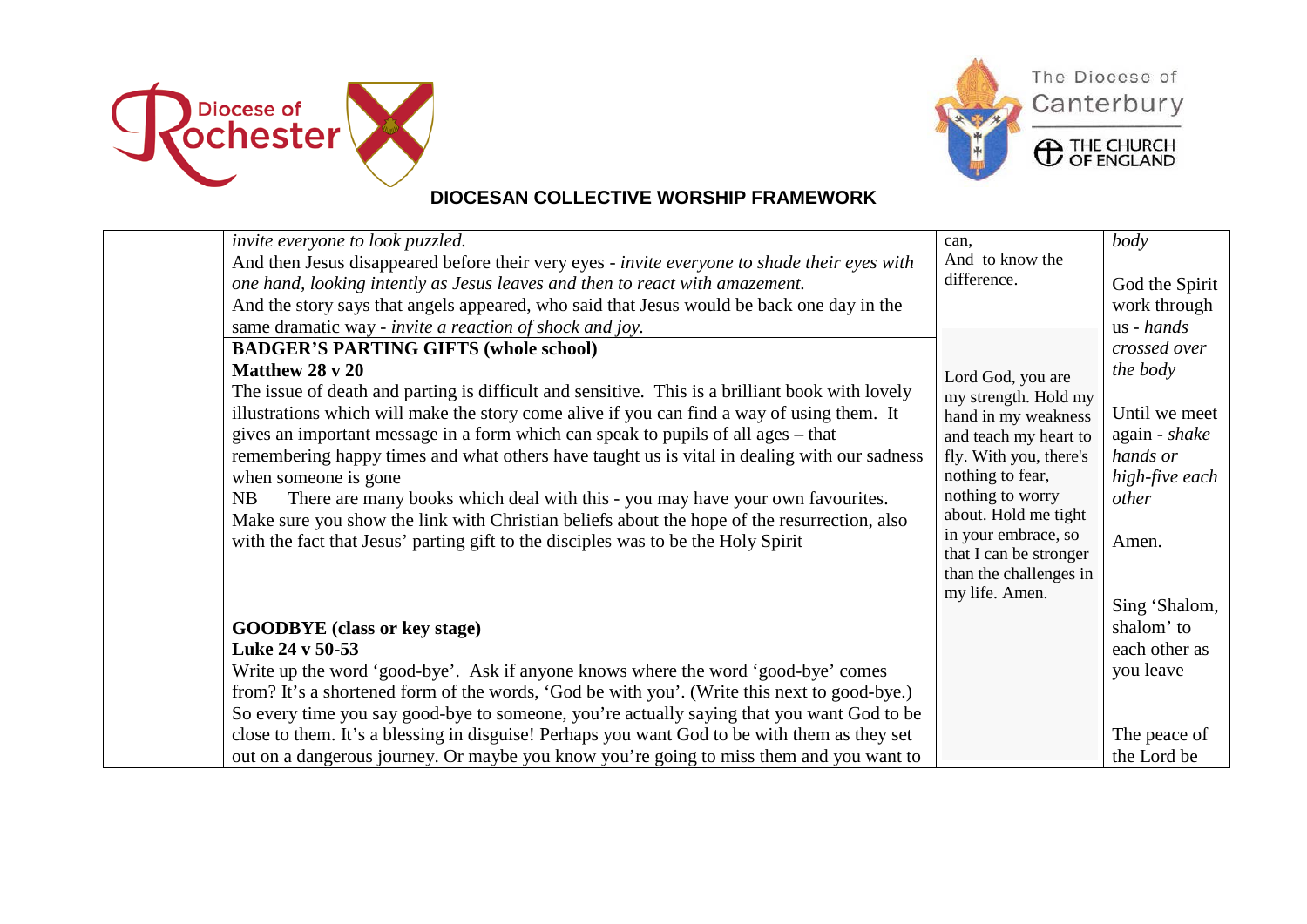**DIOCESAN COLLECTIVE WORSHIP FRAMEWORK**

| | | | |
|---|---|---|---|
| | *invite everyone to look puzzled.* And then Jesus disappeared before their very eyes - *invite everyone to shade their eyes with one hand, looking intently as Jesus leaves and then to react with amazement.* And the story says that angels appeared, who said that Jesus would be back one day in the same dramatic way - *invite a reaction of shock and joy.* | can, And to know the difference. | *body* God the Spirit work through us - *hands crossed over the body* |
| | **BADGER'S PARTING GIFTS (whole school)** **Matthew 28 v 20** The issue of death and parting is difficult and sensitive. This is a brilliant book with lovely illustrations which will make the story come alive if you can find a way of using them. It gives an important message in a form which can speak to pupils of all ages – that remembering happy times and what others have taught us is vital in dealing with our sadness when someone is gone NB There are many books which deal with this - you may have your own favourites. Make sure you show the link with Christian beliefs about the hope of the resurrection, also with the fact that Jesus' parting gift to the disciples was to be the Holy Spirit | Lord God, you are my strength. Hold my hand in my weakness and teach my heart to fly. With you, there's nothing to fear, nothing to worry about. Hold me tight in your embrace, so that I can be stronger than the challenges in my life. Amen. | Until we meet again - *shake hands or high-five each other* Amen. Sing 'Shalom, shalom' to each other as you leave |
| | **GOODBYE (class or key stage)** **Luke 24 v 50-53** Write up the word 'good-bye'. Ask if anyone knows where the word 'good-bye' comes from? It's a shortened form of the words, 'God be with you'. (Write this next to good-bye.) So every time you say good-bye to someone, you're actually saying that you want God to be close to them. It's a blessing in disguise! Perhaps you want God to be with them as they set out on a dangerous journey. Or maybe you know you're going to miss them and you want to | | The peace of the Lord be |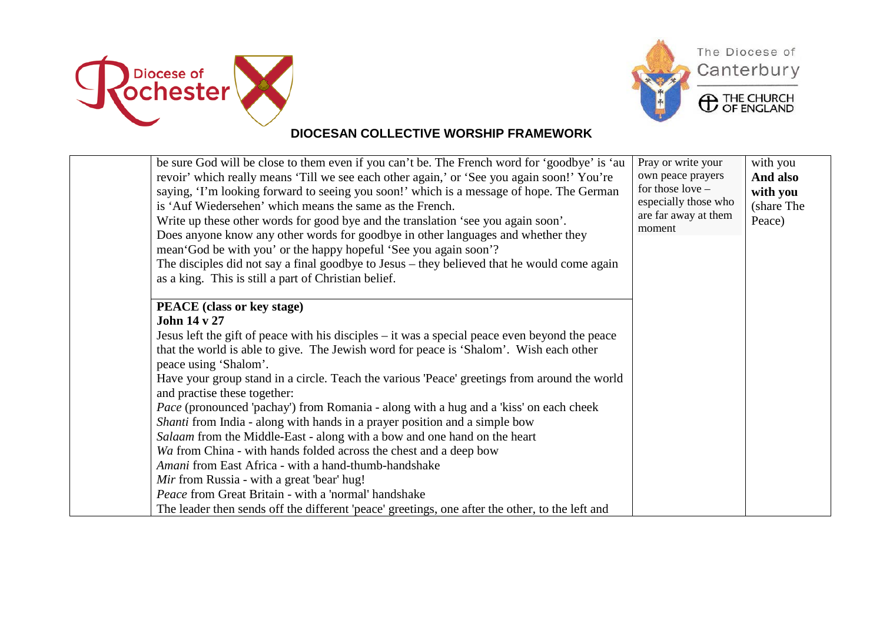**DIOCESAN COLLECTIVE WORSHIP FRAMEWORK**

| | | | |
|---|---|---|---|
| | be sure God will be close to them even if you can't be. The French word for 'goodbye' is 'au revoir' which really means 'Till we see each other again,' or 'See you again soon!' You're saying, 'I'm looking forward to seeing you soon!' which is a message of hope. The German is 'Auf Wiedersehen' which means the same as the French.<br>Write up these other words for good bye and the translation 'see you again soon'.<br>Does anyone know any other words for goodbye in other languages and whether they mean'God be with you' or the happy hopeful 'See you again soon'?<br>The disciples did not say a final goodbye to Jesus – they believed that he would come again as a king. This is still a part of Christian belief. | Pray or write your own peace prayers for those love – especially those who are far away at them moment | with you<br>**And also with you**<br>(share The Peace) |
| | **PEACE (class or key stage)**<br>**John 14 v 27**<br>Jesus left the gift of peace with his disciples – it was a special peace even beyond the peace that the world is able to give. The Jewish word for peace is 'Shalom'. Wish each other peace using 'Shalom'.<br>Have your group stand in a circle. Teach the various 'Peace' greetings from around the world and practise these together:<br>*Pace* (pronounced 'pachay') from Romania - along with a hug and a 'kiss' on each cheek<br>*Shanti* from India - along with hands in a prayer position and a simple bow<br>*Salaam* from the Middle-East - along with a bow and one hand on the heart<br>*Wa* from China - with hands folded across the chest and a deep bow<br>*Amani* from East Africa - with a hand-thumb-handshake<br>*Mir* from Russia - with a great 'bear' hug!<br>*Peace* from Great Britain - with a 'normal' handshake<br>The leader then sends off the different 'peace' greetings, one after the other, to the left and | | |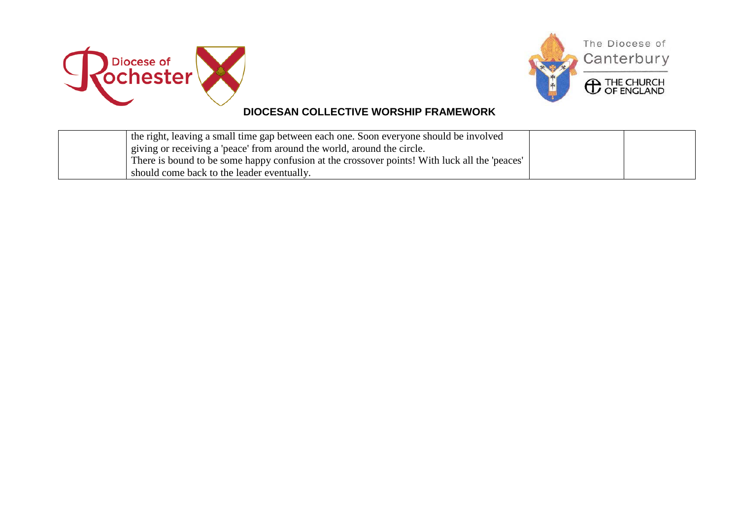| | | | |
|---|---|---|---|
| | the right, leaving a small time gap between each one. Soon everyone should be involved giving or receiving a 'peace' from around the world, around the circle.<br>There is bound to be some happy confusion at the crossover points! With luck all the 'peaces' should come back to the leader eventually. | | |